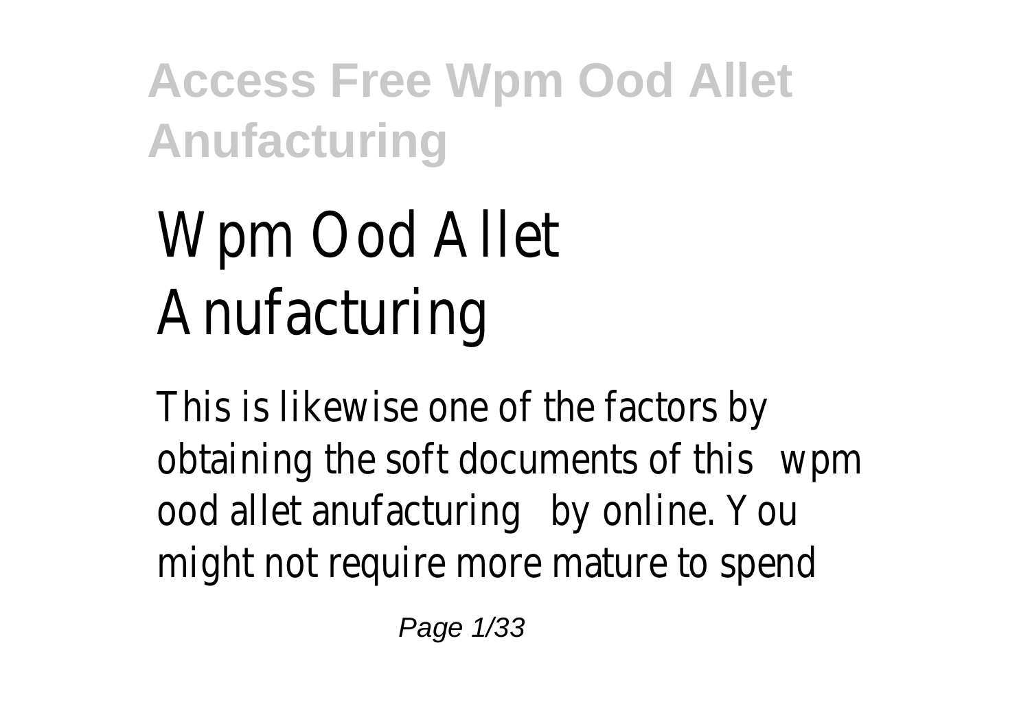# Wpm Ood Allet Anufacturing

This is likewise one of the factors by obtaining the soft documents of this wpm ood allet anufacturing by online. You might not require more mature to spend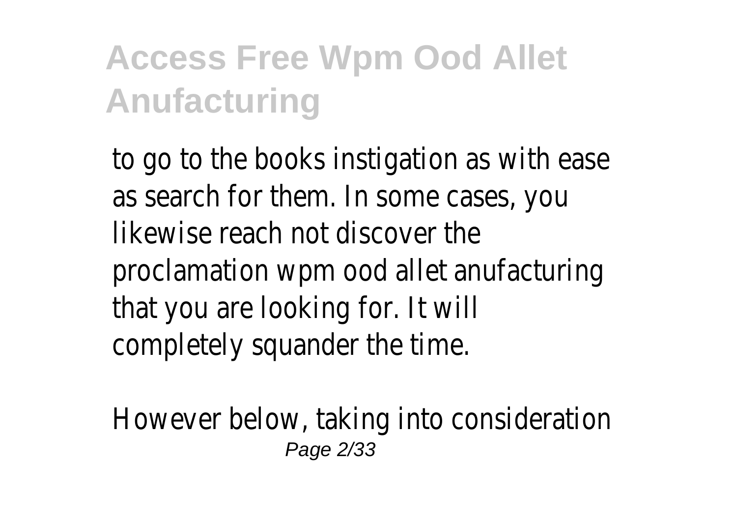to go to the books instigation as with ease as search for them. In some cases, you likewise reach not discover the proclamation wpm ood allet anufacturing that you are looking for. It will completely squander the time.

However below, taking into consideration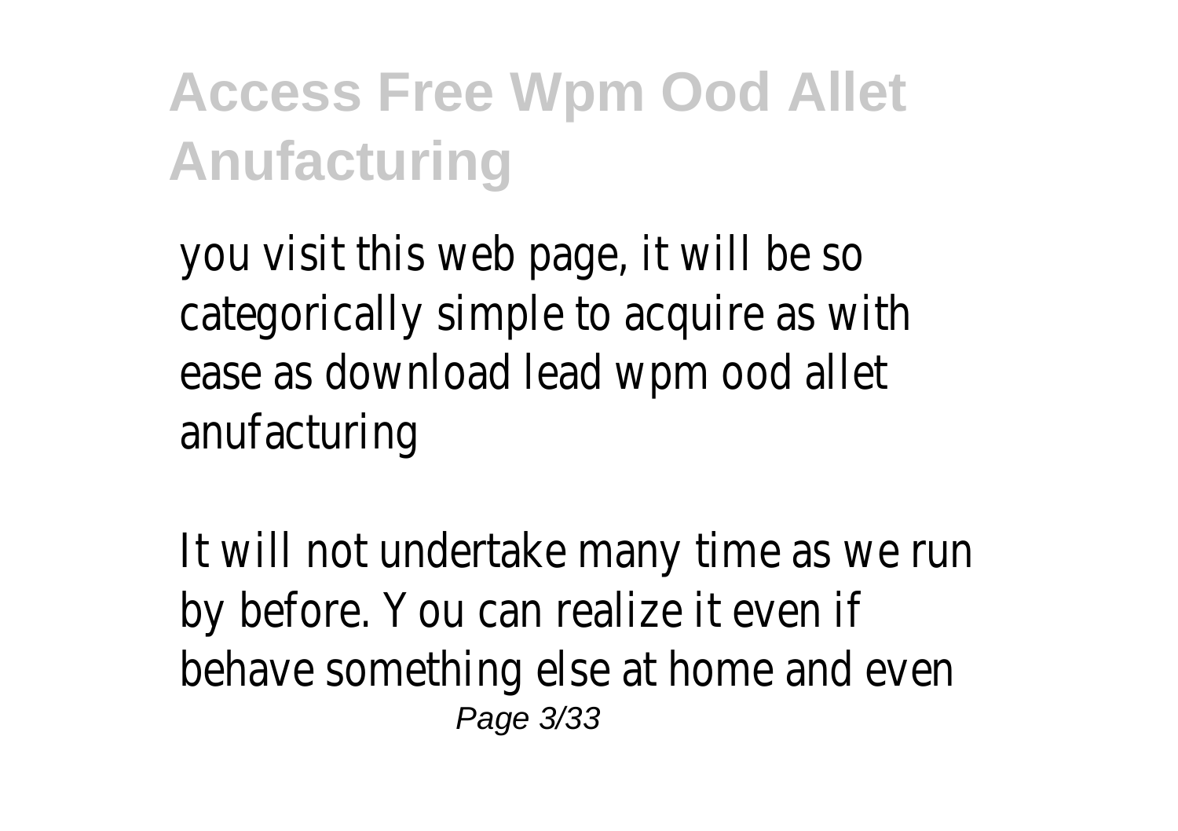you visit this web page, it will be so categorically simple to acquire as with ease as download lead wpm ood allet anufacturing

It will not undertake many time as we run by before. You can realize it even if behave something else at home and even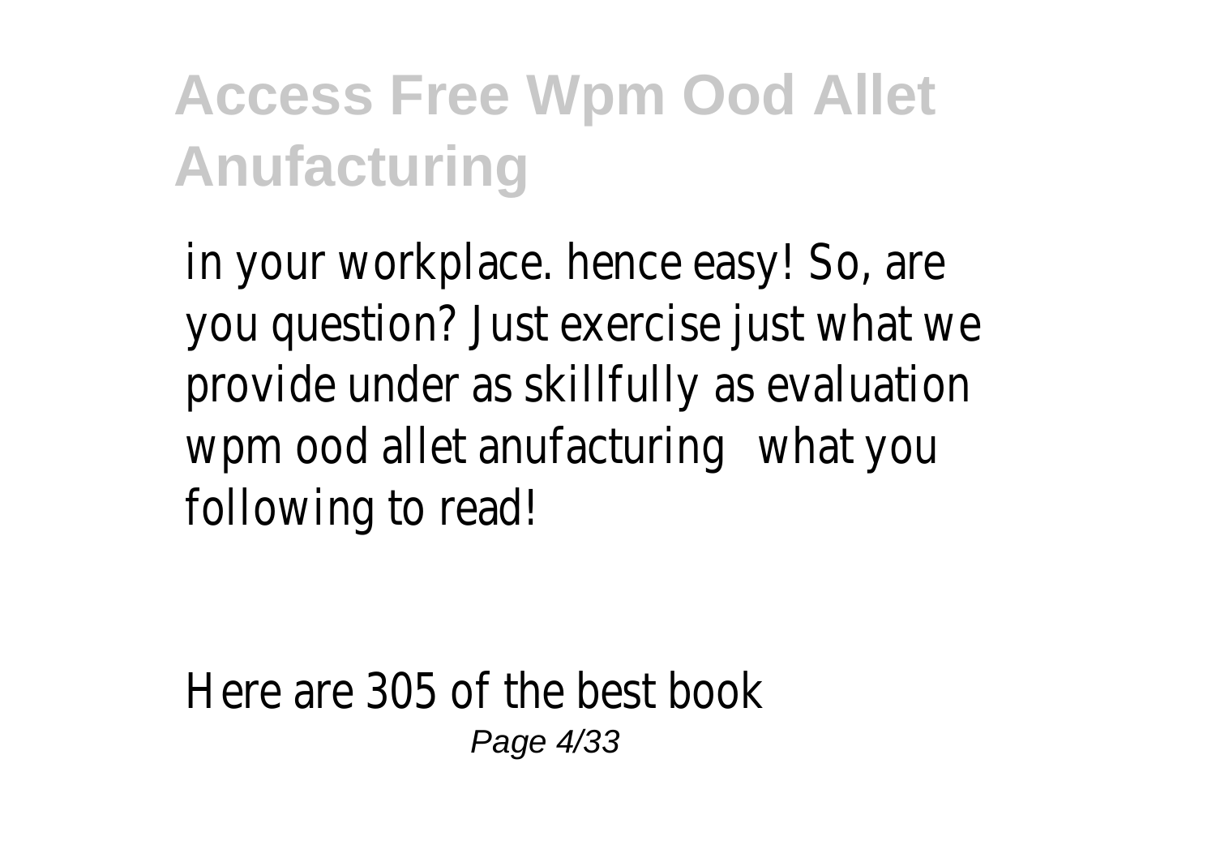in your workplace. hence easy! So, are you question? Just exercise just what we provide under as skillfully as evaluation wpm ood allet anufacturing what you following to read!

Here are 305 of the best book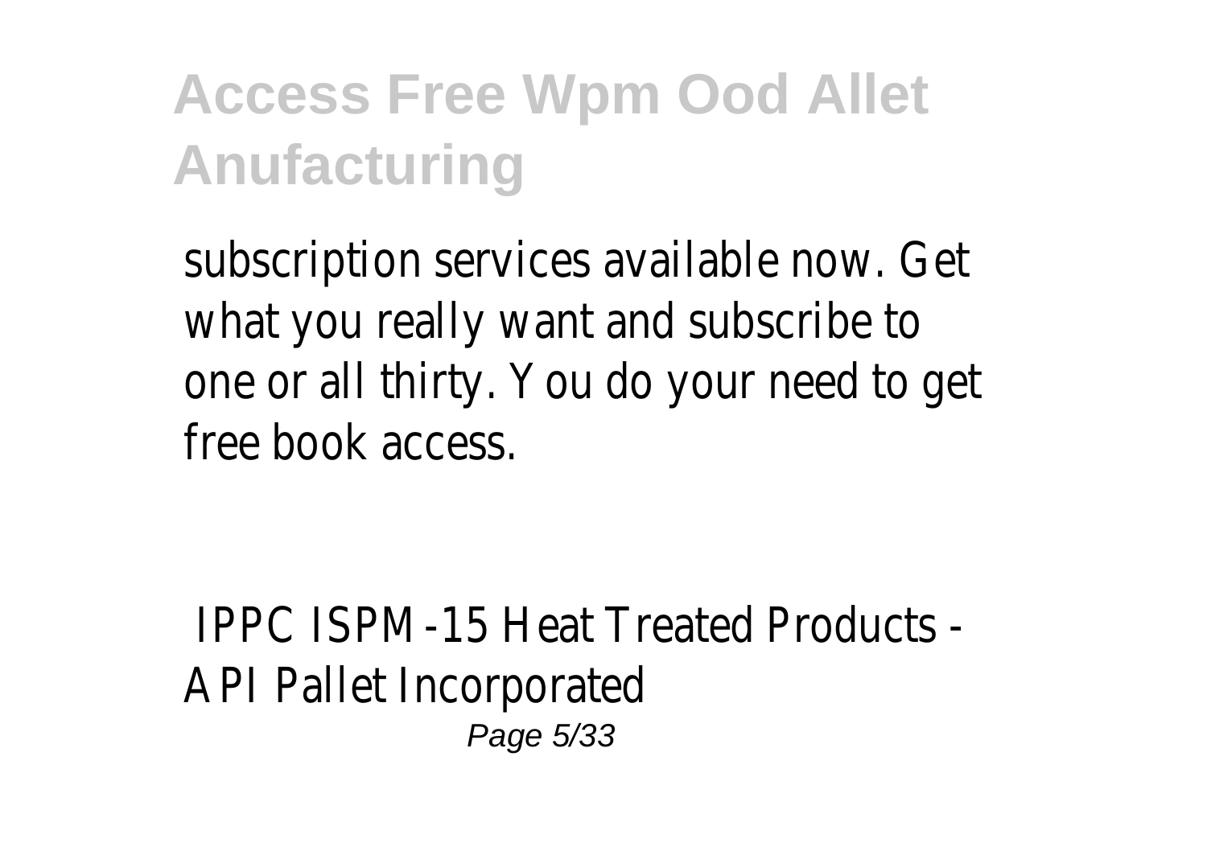subscription services available now. Get what you really want and subscribe to one or all thirty. You do your need to get free book access.

IPPC ISPM-15 Heat Treated Products - API Pallet Incorporated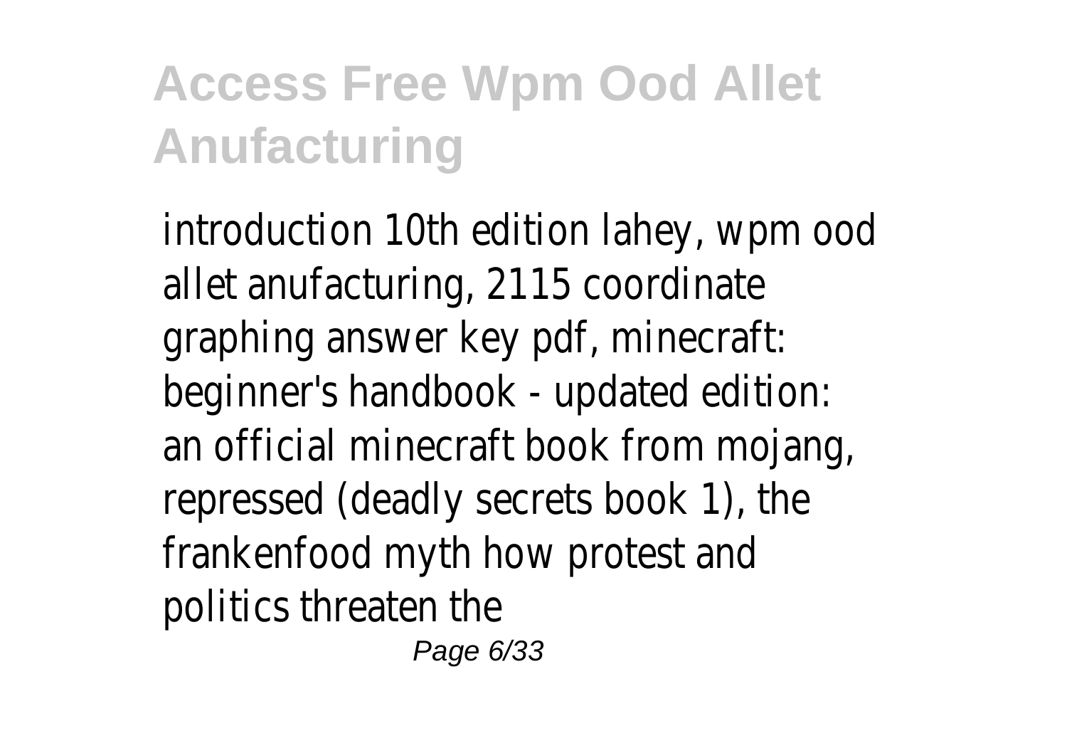# Access Free Wpm Ood Allet Anufacturing

introduction 10th edition lahey, wpm ood allet anufacturing, 2115 coordinate graphing answer key pdf, minecraft: beginner's handbook - updated edition: an official minecraft book from mojang, repressed (deadly secrets book 1), the frankenfood myth how protest and politics threaten the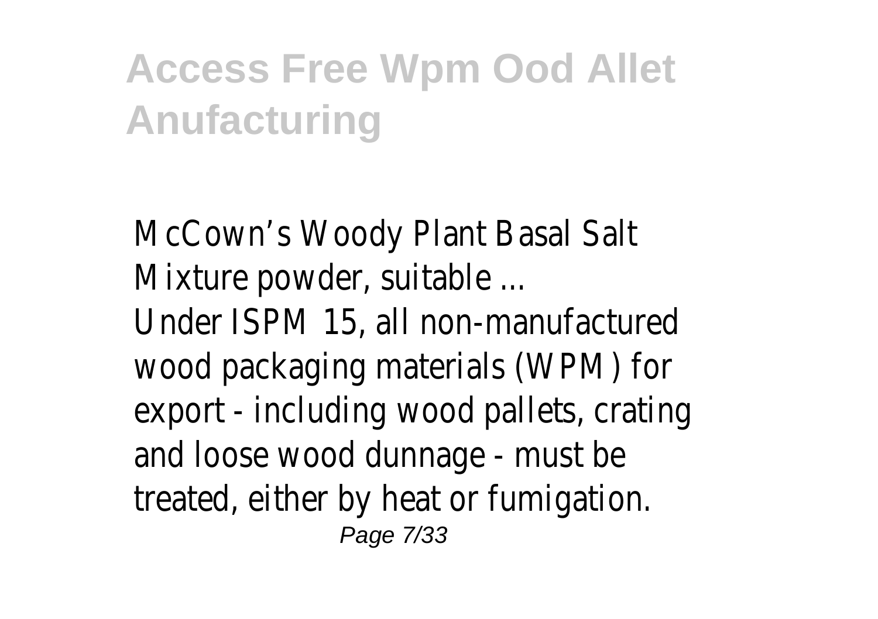McCown’s Woody Plant Basal Salt Mixture powder, suitable ...

Under ISPM 15, all non-manufactured wood packaging materials (WPM) for export - including wood pallets, crating and loose wood dunnage - must be treated, either by heat or fumigation.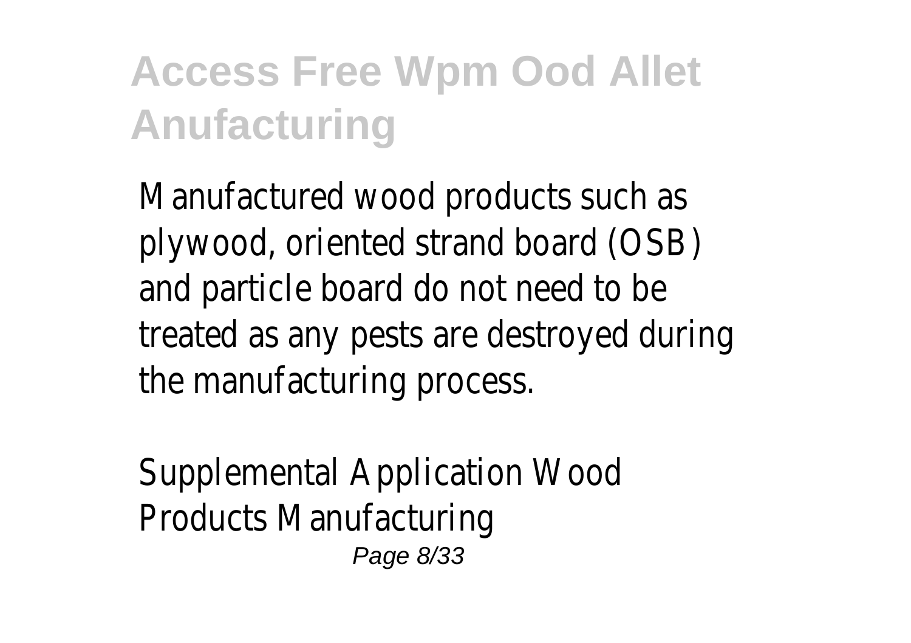Manufactured wood products such as plywood, oriented strand board (OSB) and particle board do not need to be treated as any pests are destroyed during the manufacturing process.

Supplemental Application Wood Products Manufacturing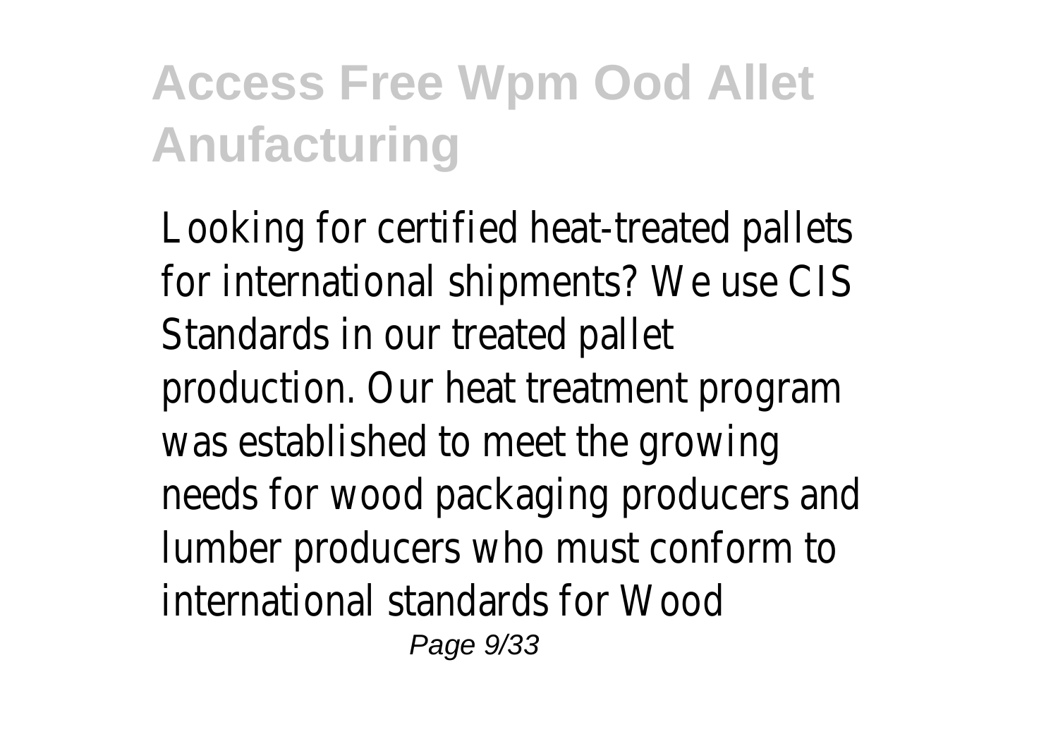Looking for certified heat-treated pallets for international shipments? We use CIS Standards in our treated pallet production. Our heat treatment program was established to meet the growing needs for wood packaging producers and lumber producers who must conform to international standards for Wood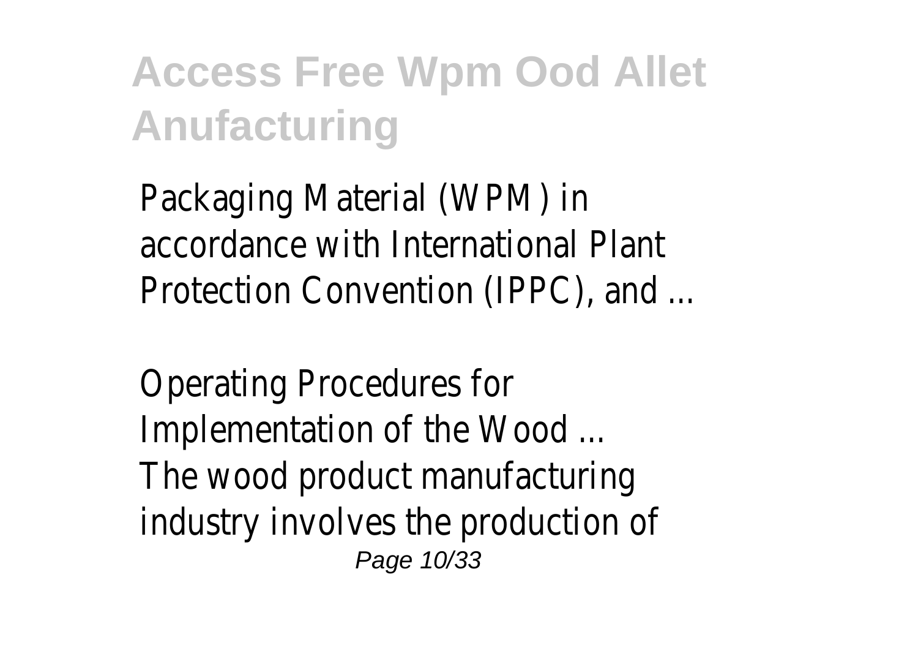Packaging Material (WPM) in accordance with International Plant Protection Convention (IPPC), and ...

Operating Procedures for Implementation of the Wood ...
The wood product manufacturing industry involves the production of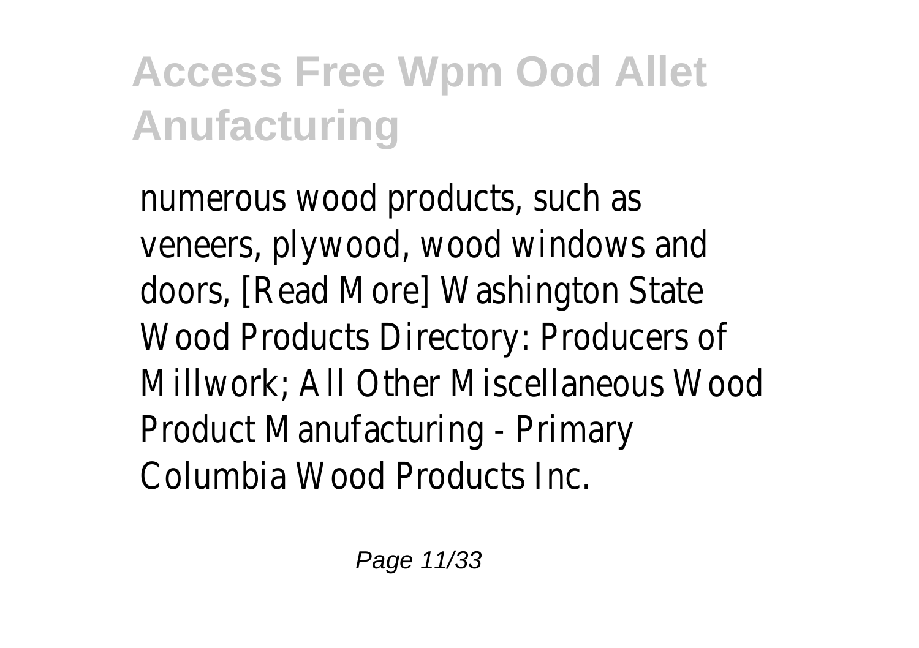numerous wood products, such as veneers, plywood, wood windows and doors, [Read More] Washington State Wood Products Directory: Producers of Millwork; All Other Miscellaneous Wood Product Manufacturing - Primary Columbia Wood Products Inc.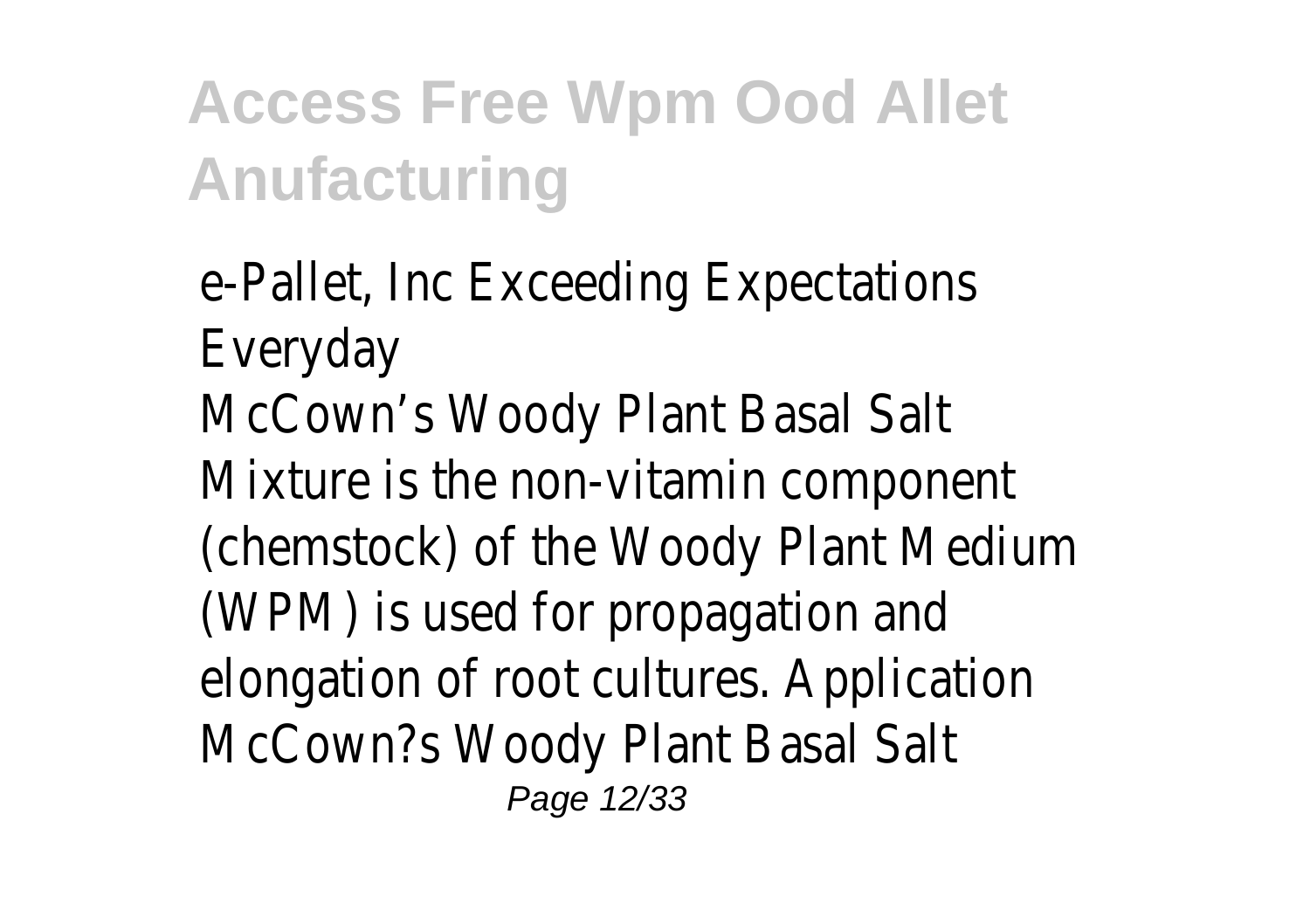e-Pallet, Inc Exceeding Expectations Everyday

McCown's Woody Plant Basal Salt Mixture is the non-vitamin component (chemstock) of the Woody Plant Medium (WPM) is used for propagation and elongation of root cultures. Application McCown?s Woody Plant Basal Salt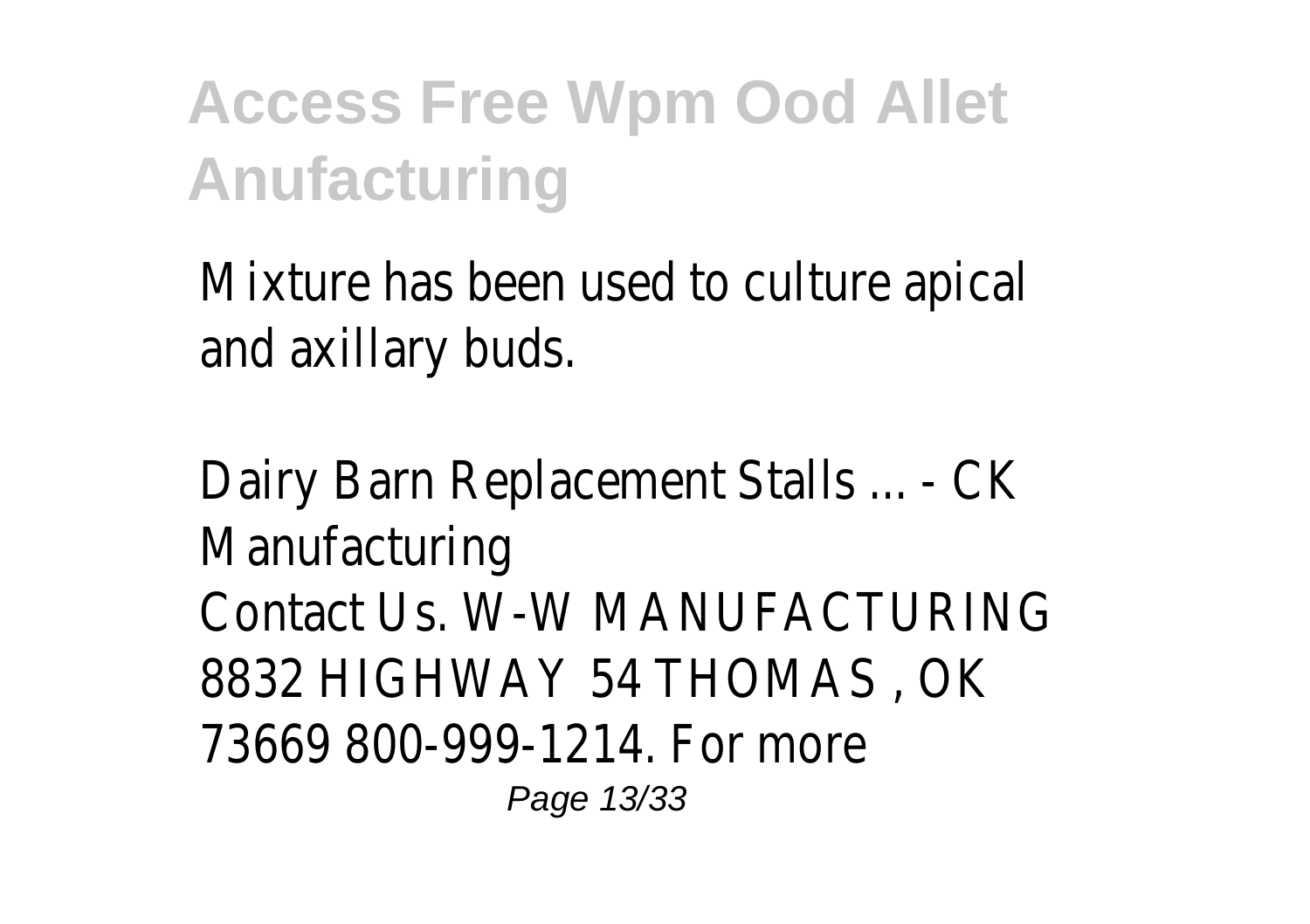Mixture has been used to culture apical and axillary buds.

Dairy Barn Replacement Stalls ... - CK Manufacturing

Contact Us. W-W MANUFACTURING 8832 HIGHWAY 54 THOMAS , OK 73669 800-999-1214. For more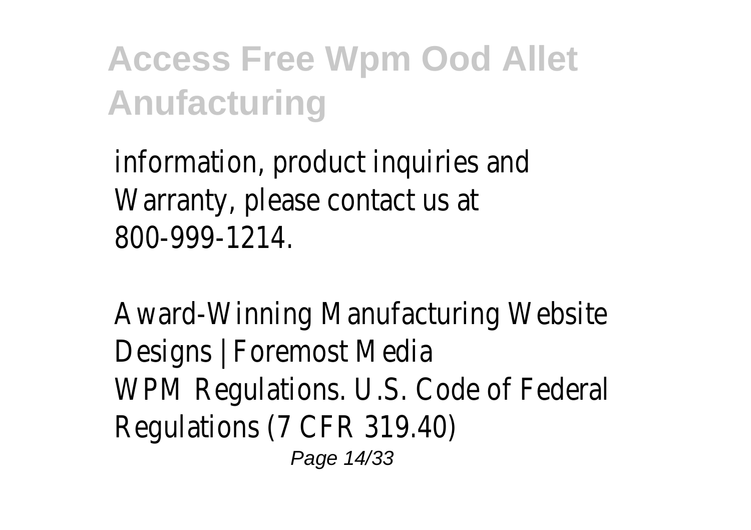information, product inquiries and Warranty, please contact us at 800-999-1214.

Award-Winning Manufacturing Website Designs | Foremost Media

WPM Regulations. U.S. Code of Federal Regulations (7 CFR 319.40)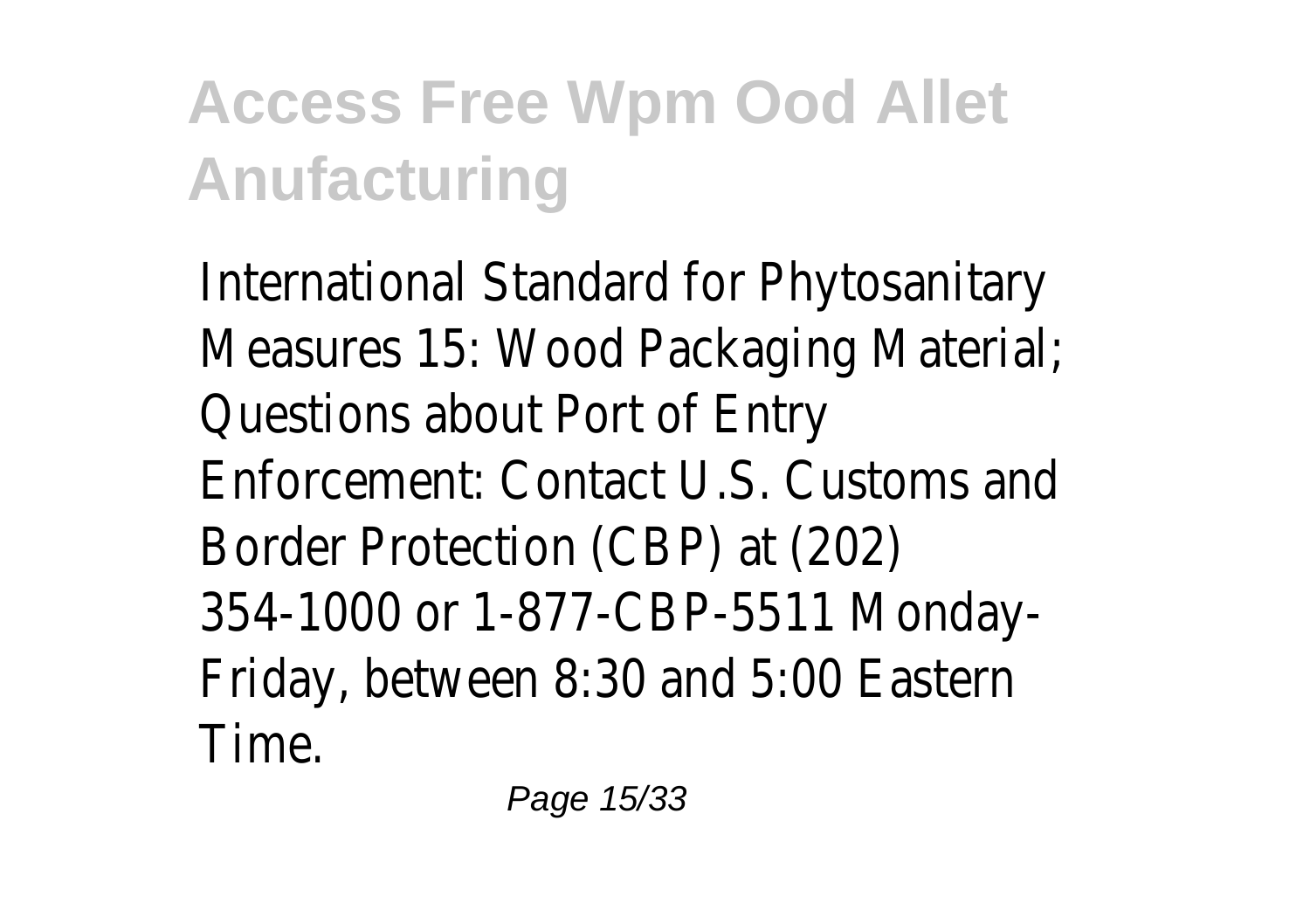International Standard for Phytosanitary Measures 15: Wood Packaging Material; Questions about Port of Entry Enforcement: Contact U.S. Customs and Border Protection (CBP) at (202) 354-1000 or 1-877-CBP-5511 Monday-Friday, between 8:30 and 5:00 Eastern Time.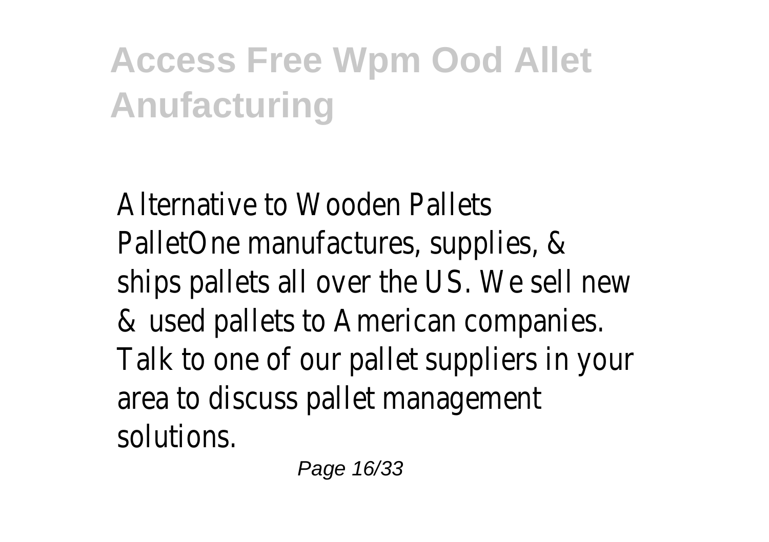Alternative to Wooden Pallets
PalletOne manufactures, supplies, & ships pallets all over the US. We sell new & used pallets to American companies. Talk to one of our pallet suppliers in your area to discuss pallet management solutions.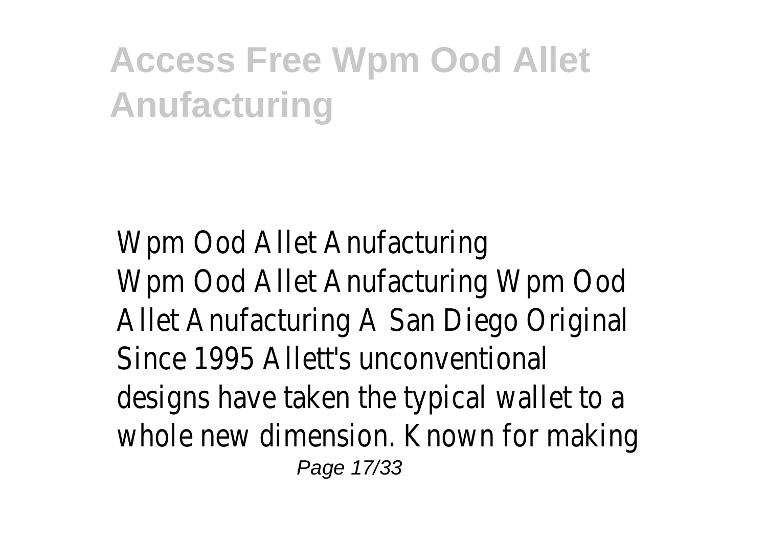Wpm Ood Allet Anufacturing

Wpm Ood Allet Anufacturing Wpm Ood Allet Anufacturing A San Diego Original Since 1995 Allett's unconventional designs have taken the typical wallet to a whole new dimension. Known for making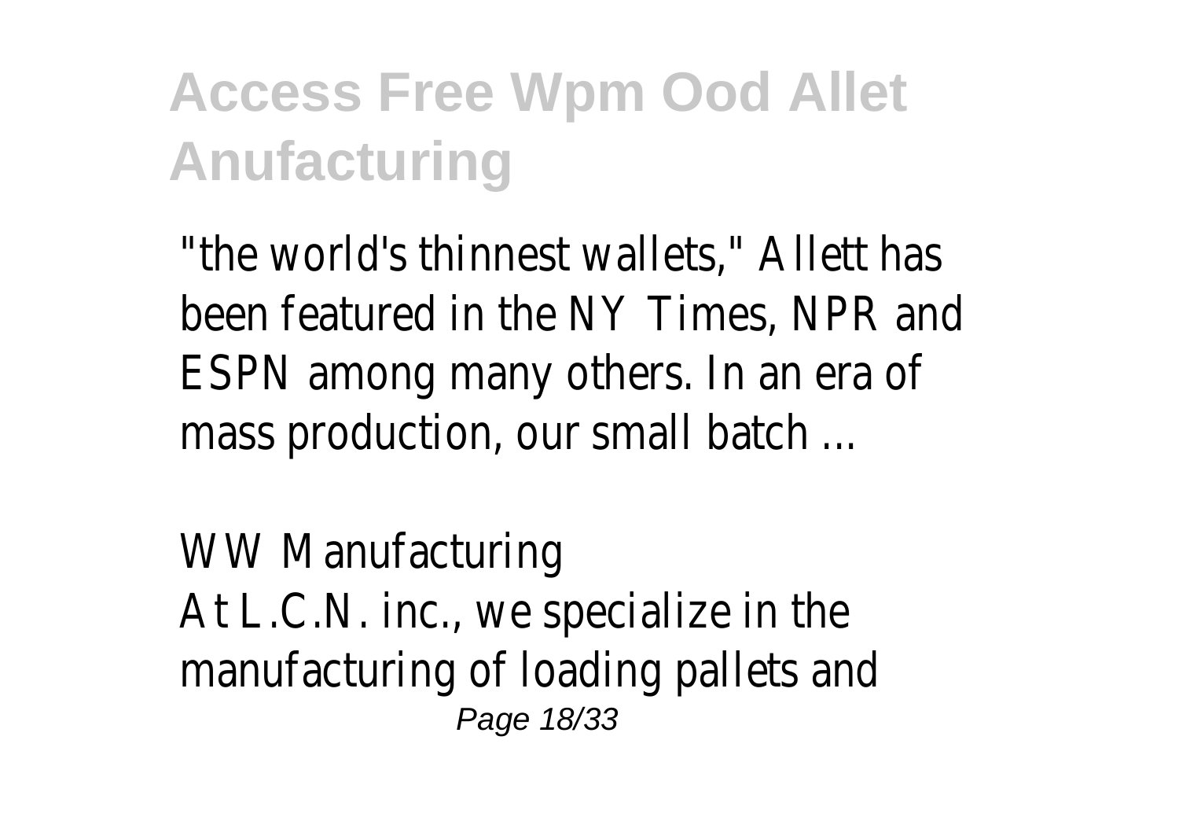"the world's thinnest wallets," Allett has been featured in the NY Times, NPR and ESPN among many others. In an era of mass production, our small batch ...

WW Manufacturing

At L.C.N. inc., we specialize in the manufacturing of loading pallets and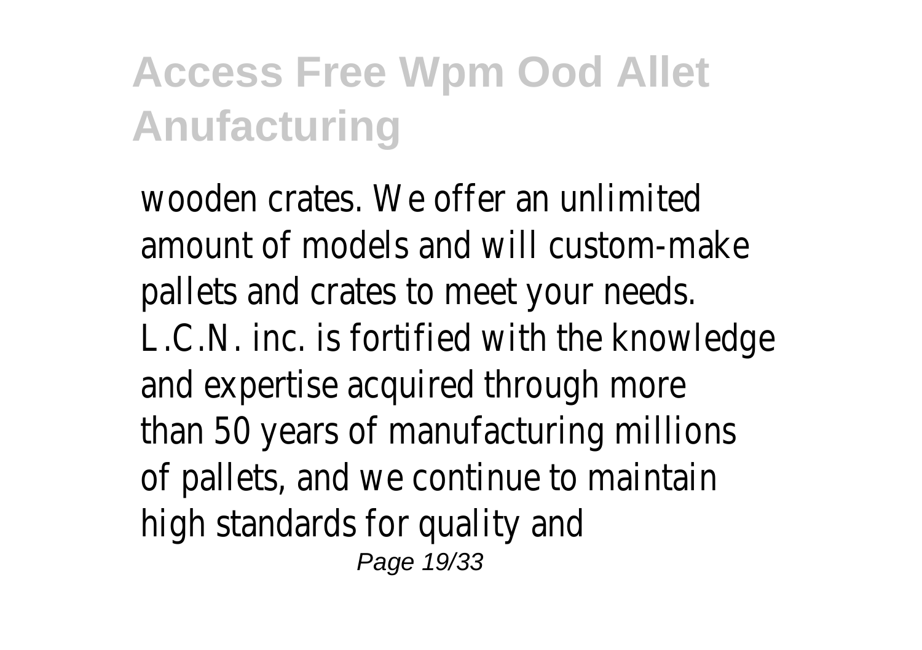wooden crates. We offer an unlimited amount of models and will custom-make pallets and crates to meet your needs. L.C.N. inc. is fortified with the knowledge and expertise acquired through more than 50 years of manufacturing millions of pallets, and we continue to maintain high standards for quality and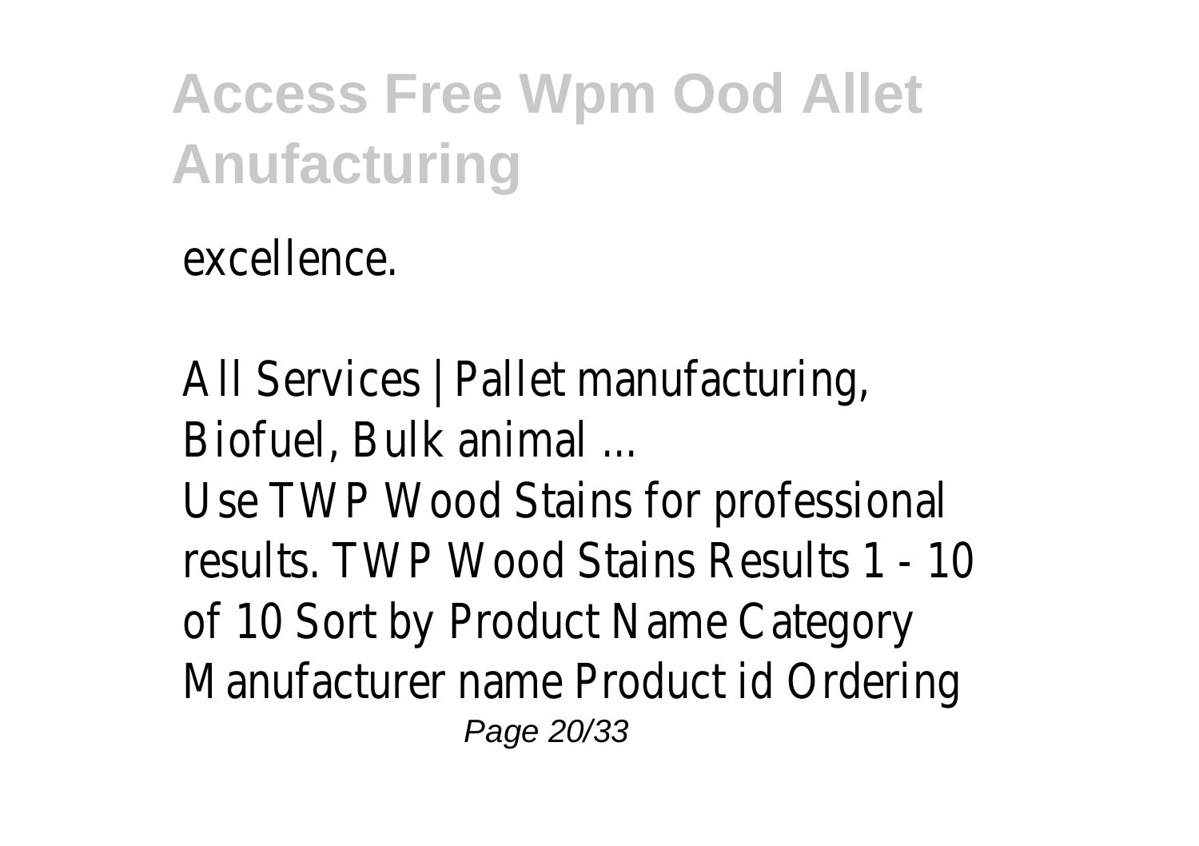excellence.

All Services | Pallet manufacturing, Biofuel, Bulk animal ...

Use TWP Wood Stains for professional results. TWP Wood Stains Results 1 - 10 of 10 Sort by Product Name Category Manufacturer name Product id Ordering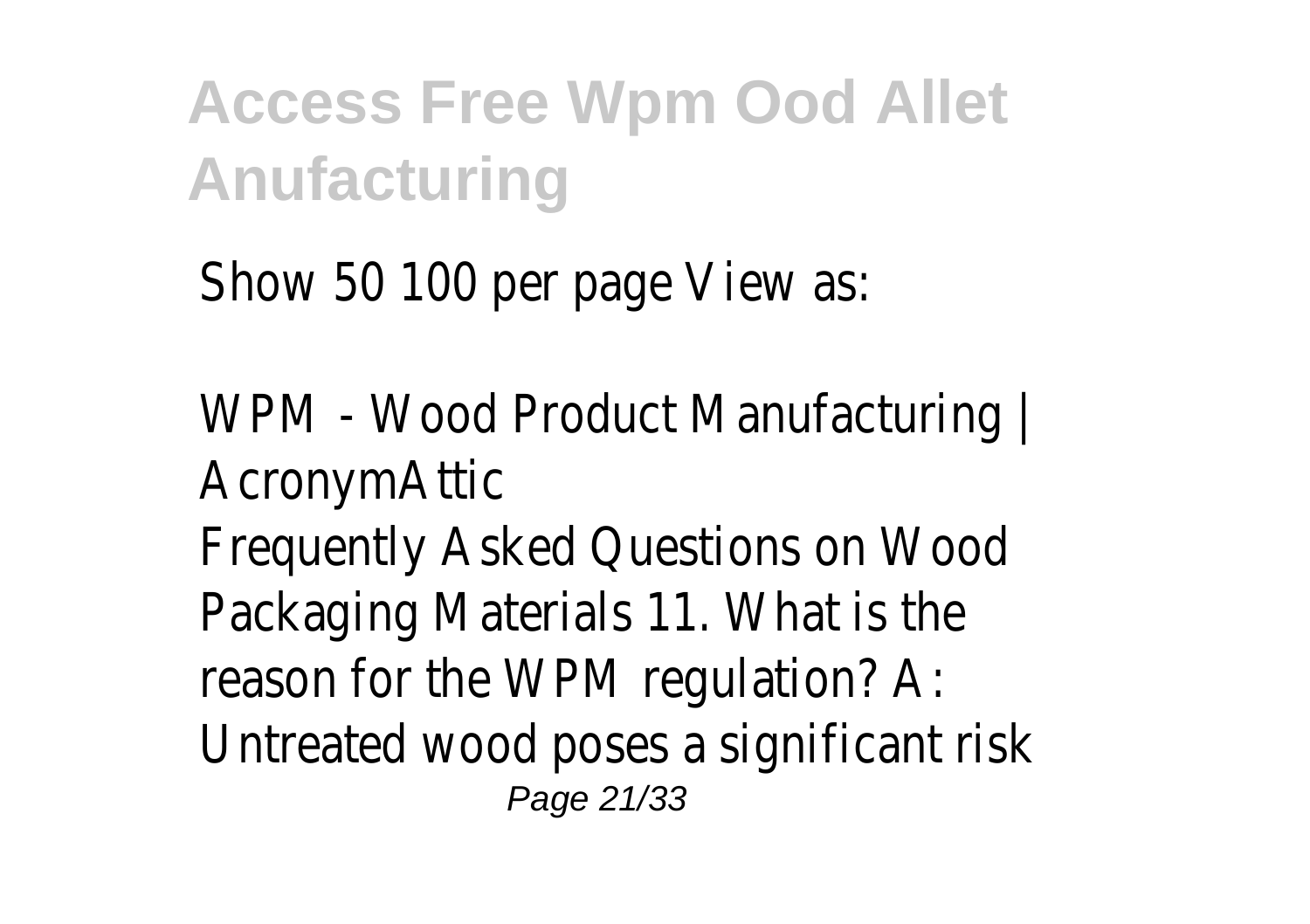Show 50 100 per page View as:

WPM - Wood Product Manufacturing | AcronymAttic

Frequently Asked Questions on Wood Packaging Materials 11. What is the reason for the WPM regulation? A: Untreated wood poses a significant risk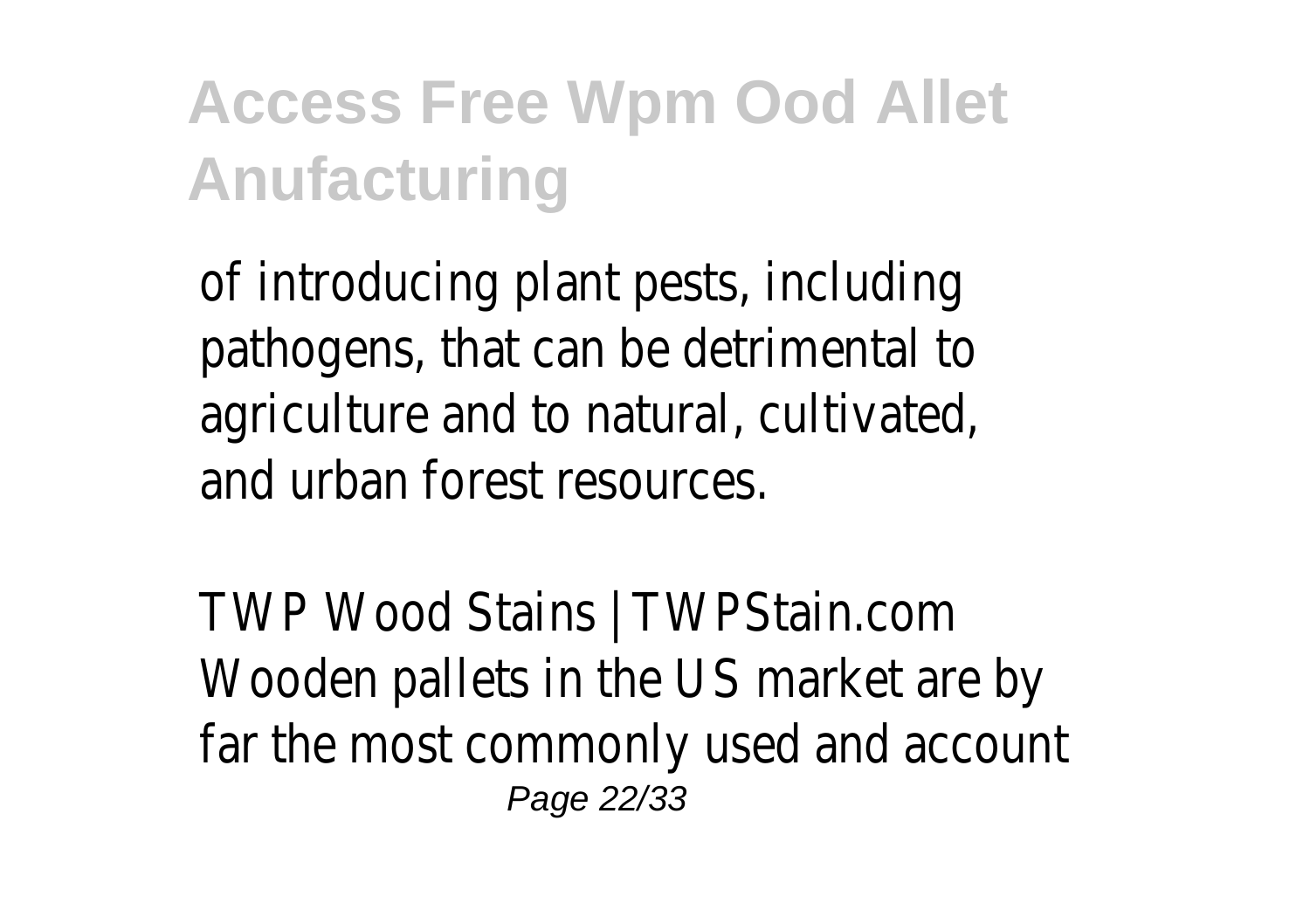of introducing plant pests, including pathogens, that can be detrimental to agriculture and to natural, cultivated, and urban forest resources.

TWP Wood Stains | TWPStain.com

Wooden pallets in the US market are by far the most commonly used and account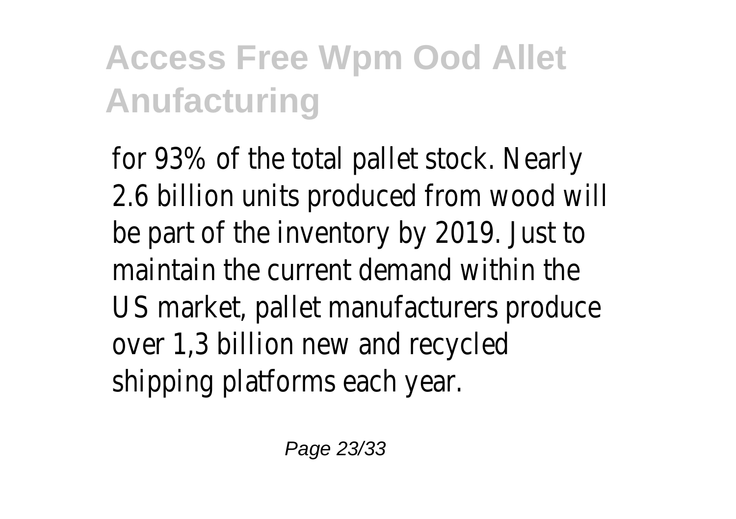for 93% of the total pallet stock. Nearly 2.6 billion units produced from wood will be part of the inventory by 2019. Just to maintain the current demand within the US market, pallet manufacturers produce over 1,3 billion new and recycled shipping platforms each year.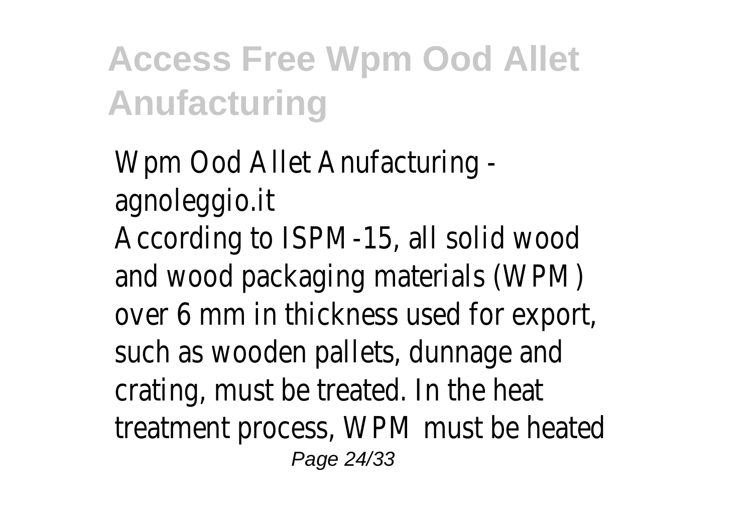Wpm Ood Allet Anufacturing - agnoleggio.it

According to ISPM-15, all solid wood and wood packaging materials (WPM) over 6 mm in thickness used for export, such as wooden pallets, dunnage and crating, must be treated. In the heat treatment process, WPM must be heated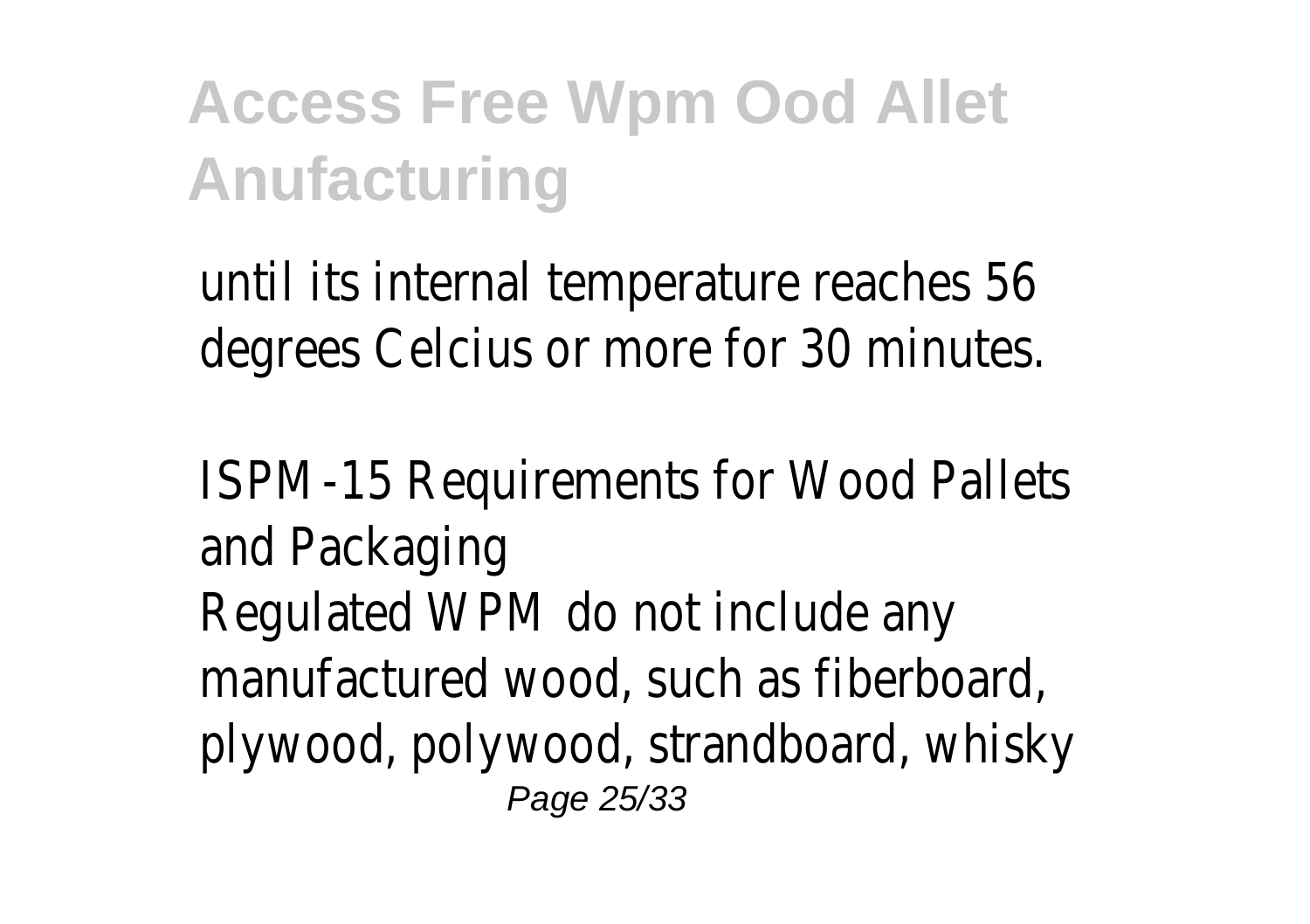until its internal temperature reaches 56 degrees Celcius or more for 30 minutes.

ISPM-15 Requirements for Wood Pallets and Packaging

Regulated WPM do not include any manufactured wood, such as fiberboard, plywood, polywood, strandboard, whisky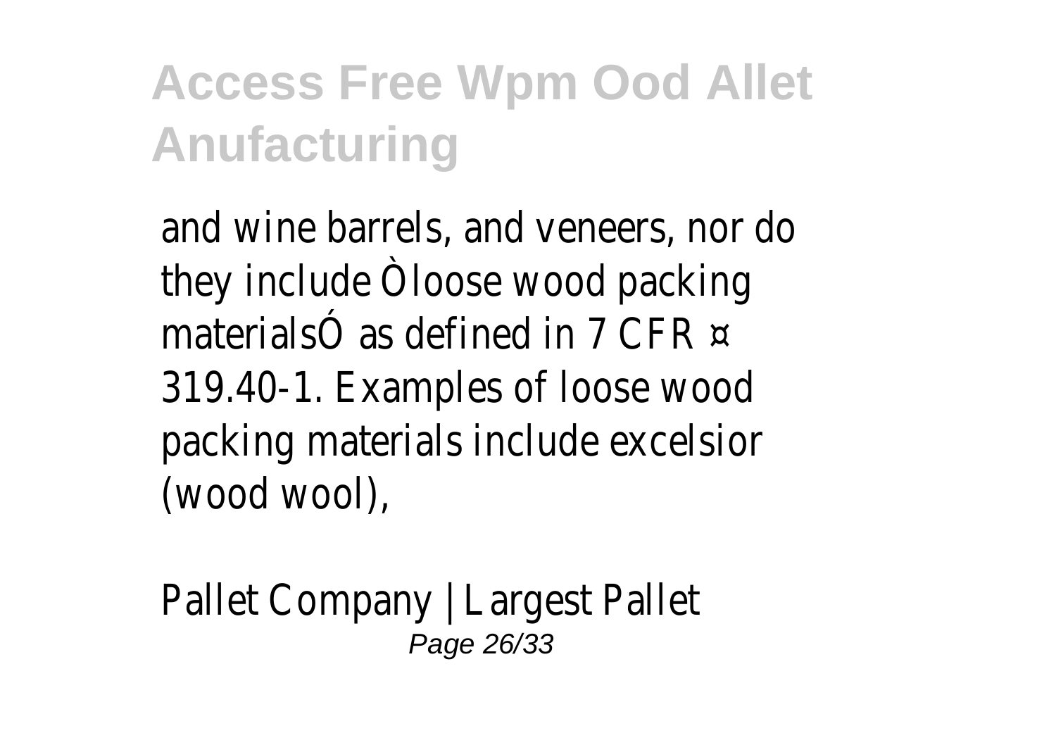# Access Free Wpm Ood Allet Anufacturing

and wine barrels, and veneers, nor do they include Òloose wood packing materialsÓ as defined in 7 CFR ¤ 319.40-1. Examples of loose wood packing materials include excelsior (wood wool),

Pallet Company | Largest Pallet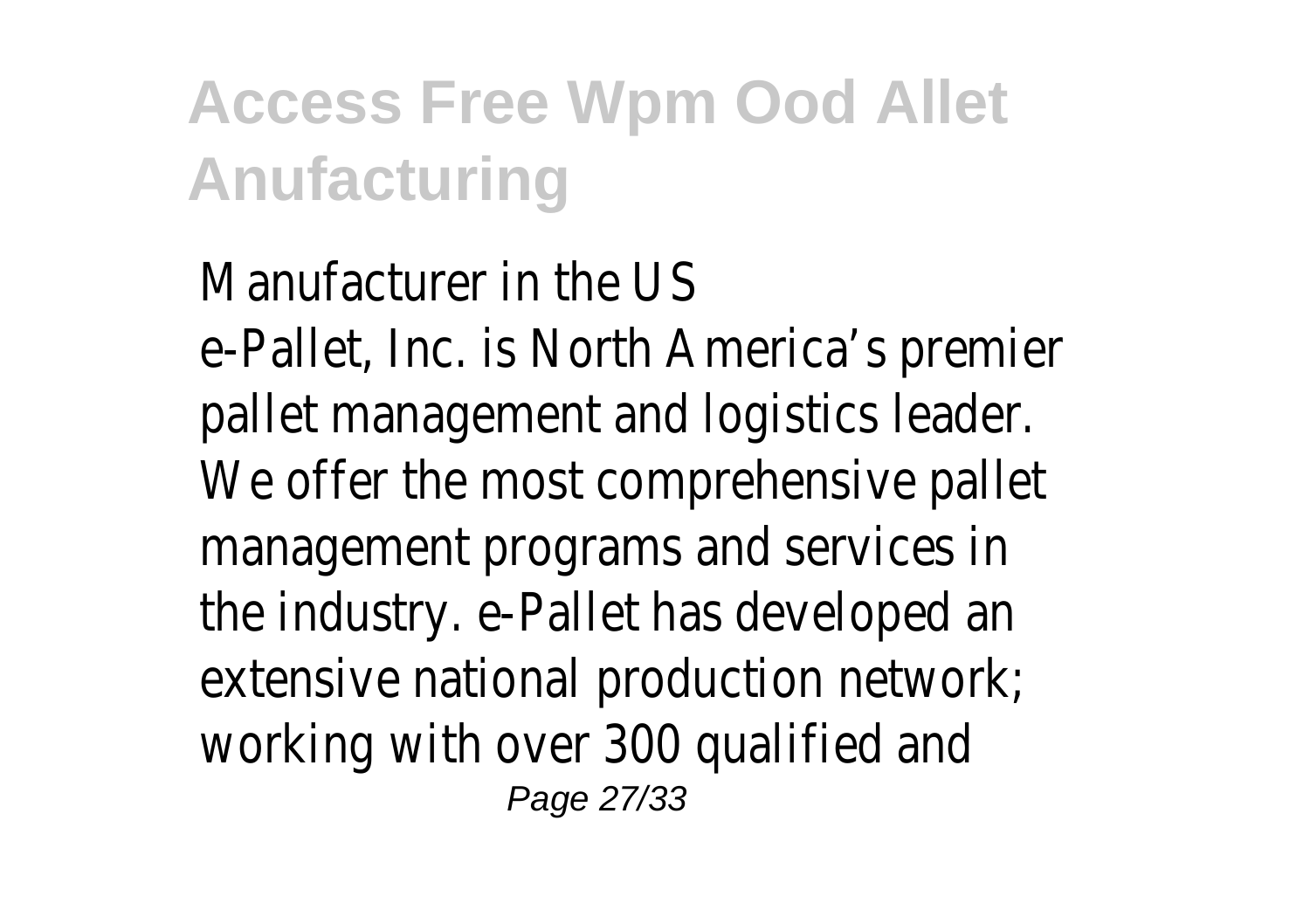Manufacturer in the US
e-Pallet, Inc. is North America’s premier pallet management and logistics leader. We offer the most comprehensive pallet management programs and services in the industry. e-Pallet has developed an extensive national production network; working with over 300 qualified and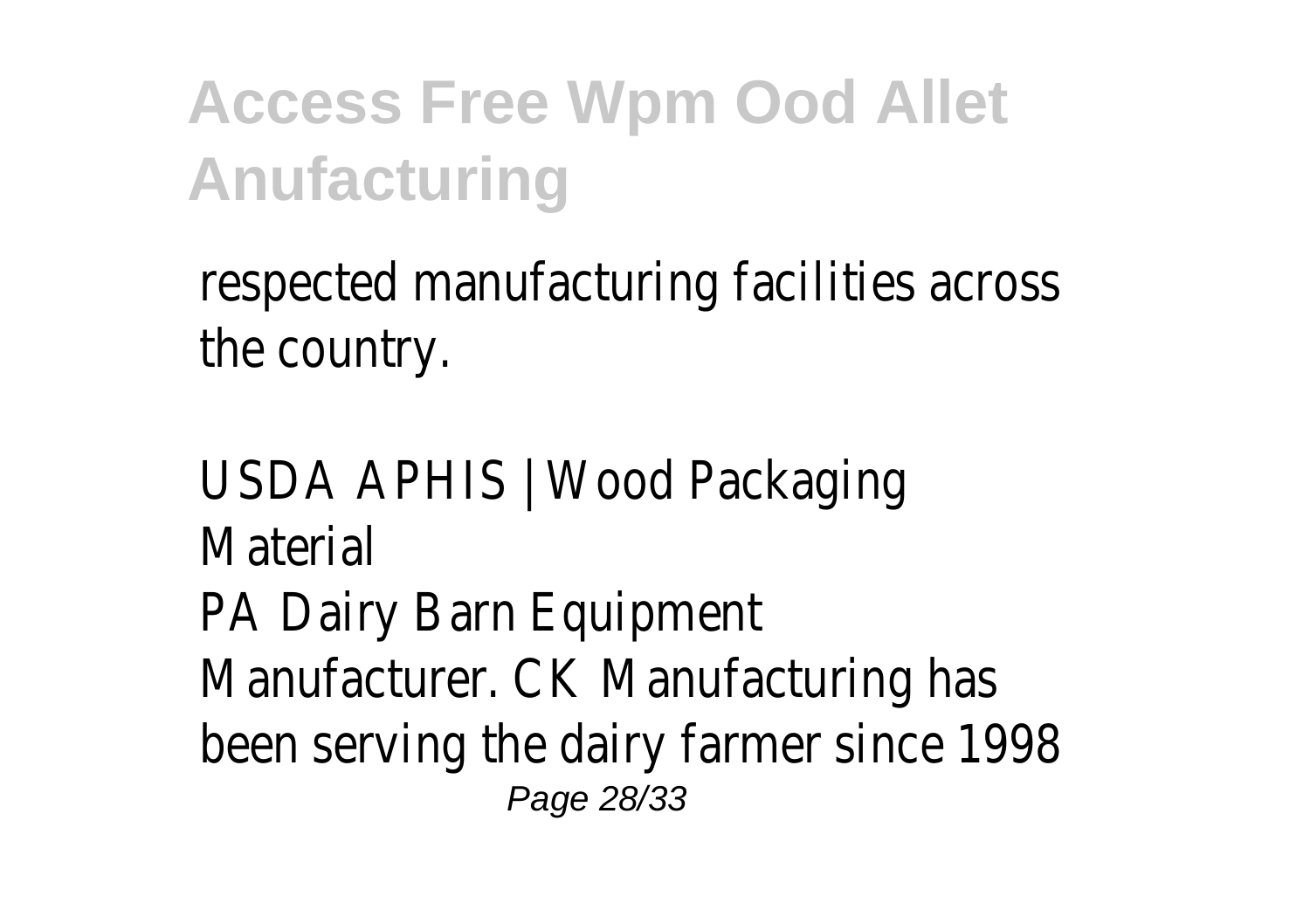respected manufacturing facilities across the country.

USDA APHIS | Wood Packaging Material

PA Dairy Barn Equipment Manufacturer. CK Manufacturing has been serving the dairy farmer since 1998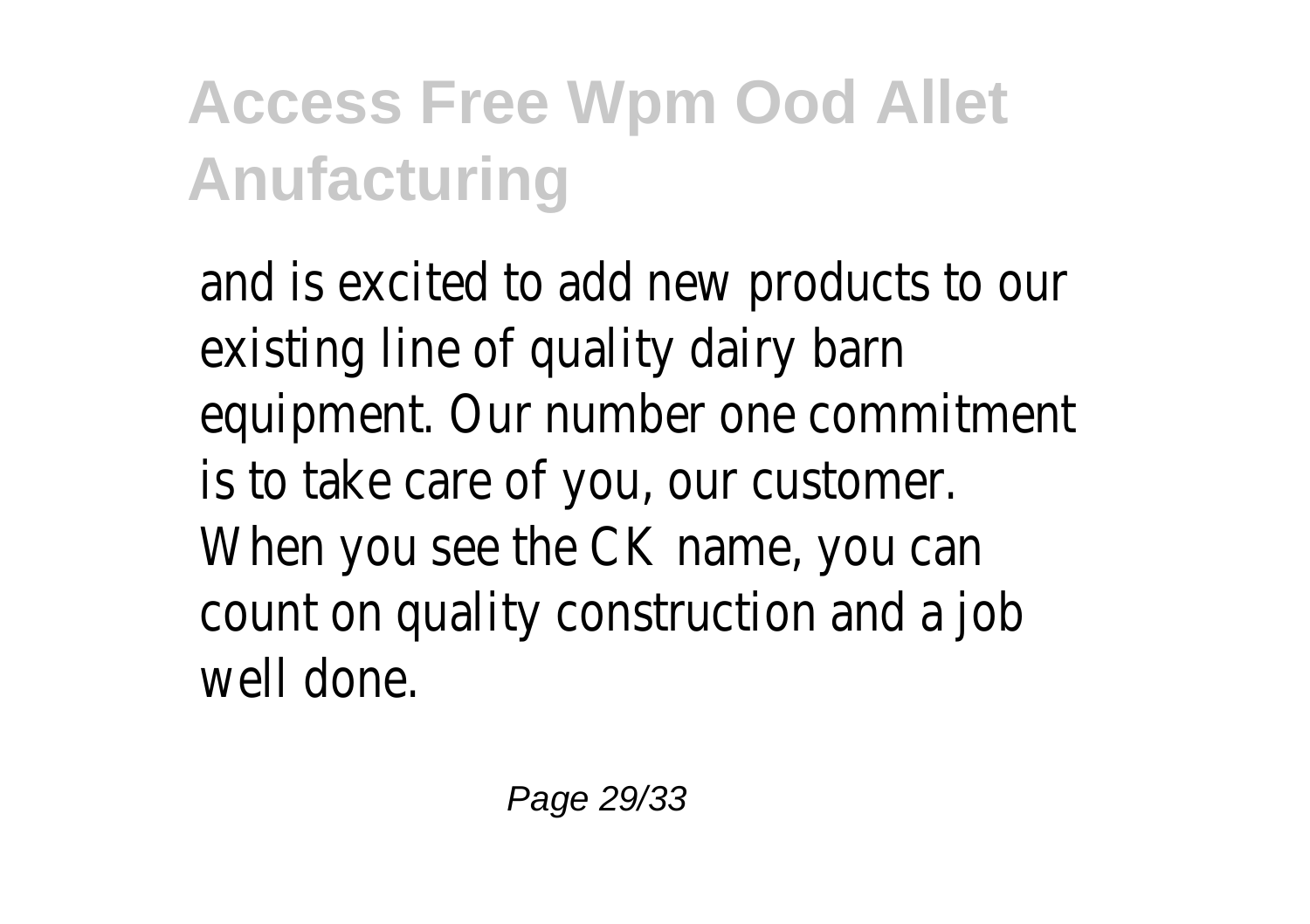and is excited to add new products to our existing line of quality dairy barn equipment. Our number one commitment is to take care of you, our customer. When you see the CK name, you can count on quality construction and a job well done.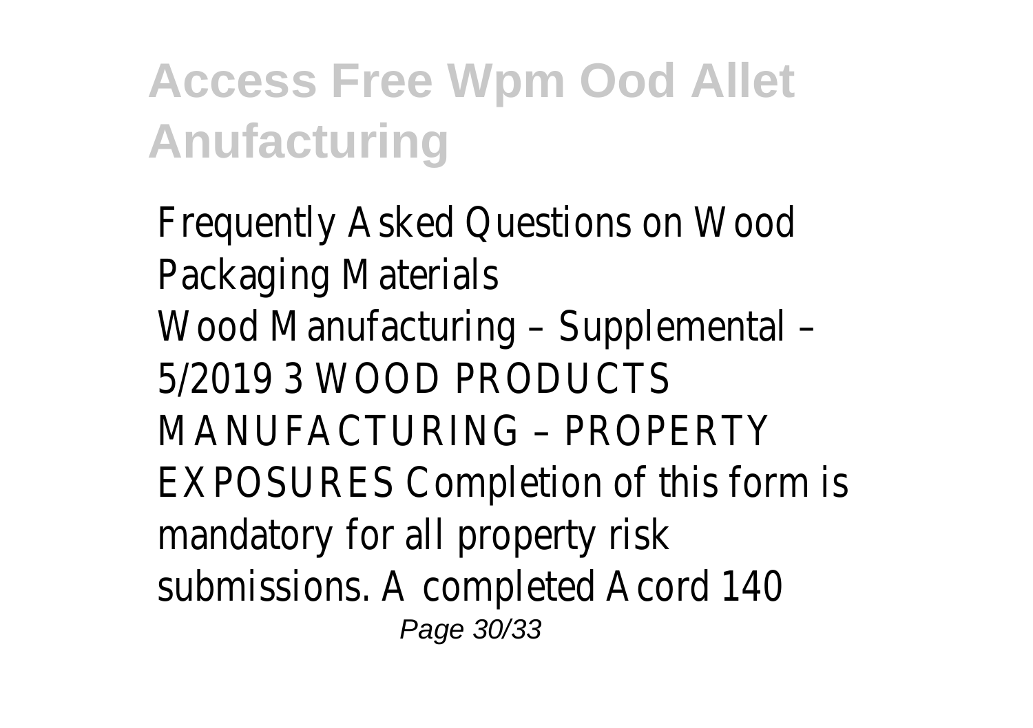Frequently Asked Questions on Wood Packaging Materials

Wood Manufacturing – Supplemental – 5/2019 3 WOOD PRODUCTS MANUFACTURING – PROPERTY EXPOSURES Completion of this form is mandatory for all property risk submissions. A completed Acord 140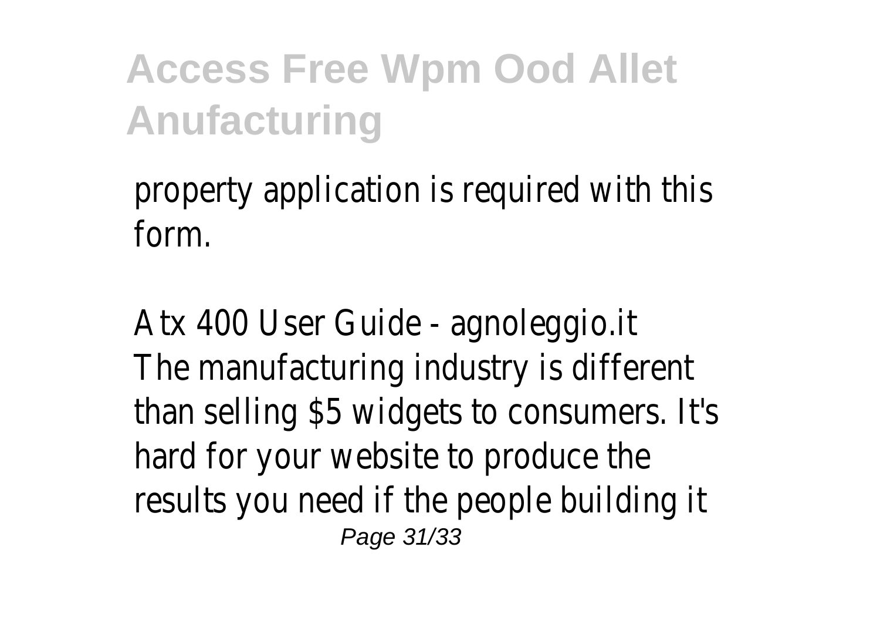property application is required with this form.

Atx 400 User Guide - agnoleggio.it
The manufacturing industry is different than selling $5 widgets to consumers. It's hard for your website to produce the results you need if the people building it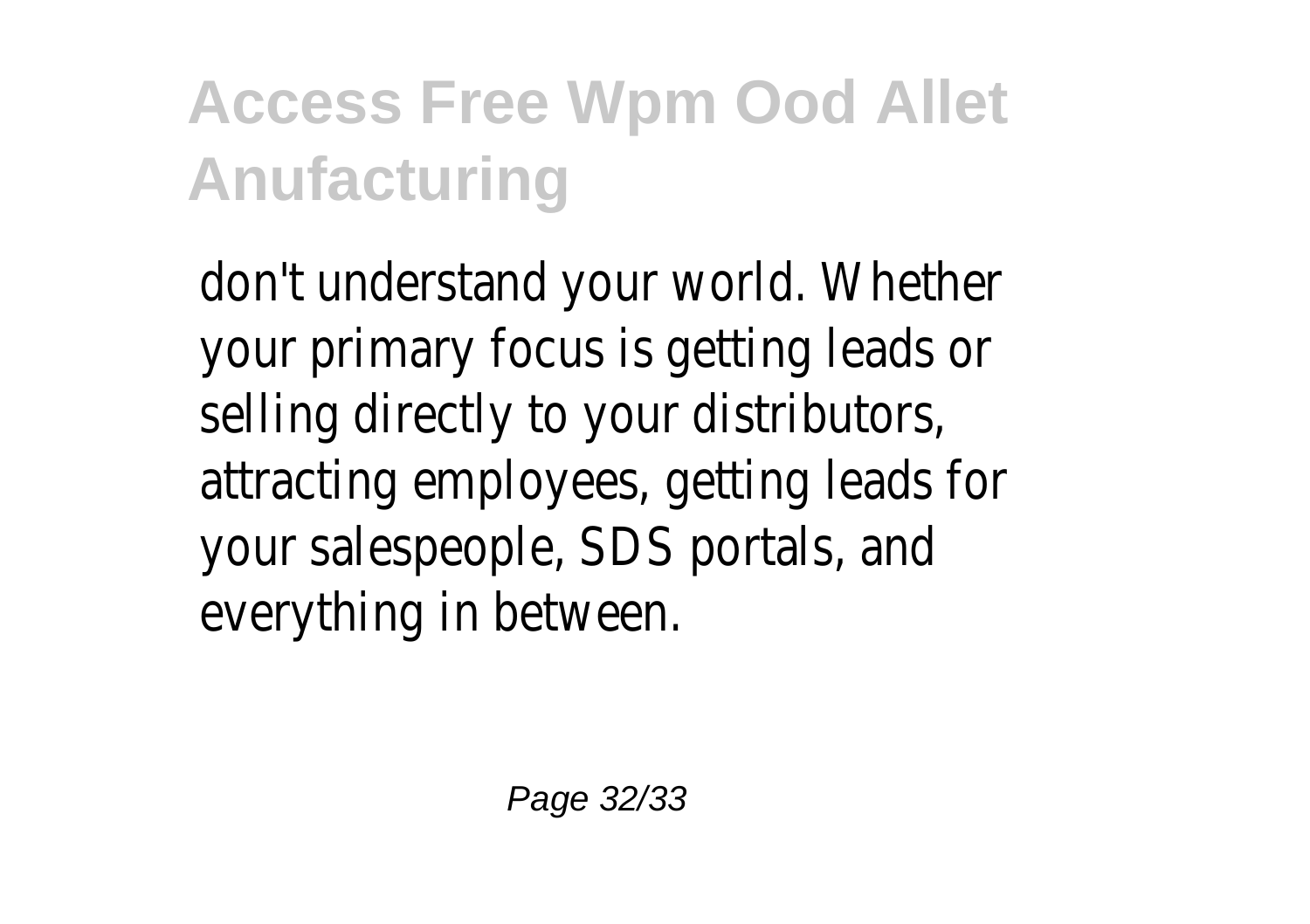don't understand your world. Whether your primary focus is getting leads or selling directly to your distributors, attracting employees, getting leads for your salespeople, SDS portals, and everything in between.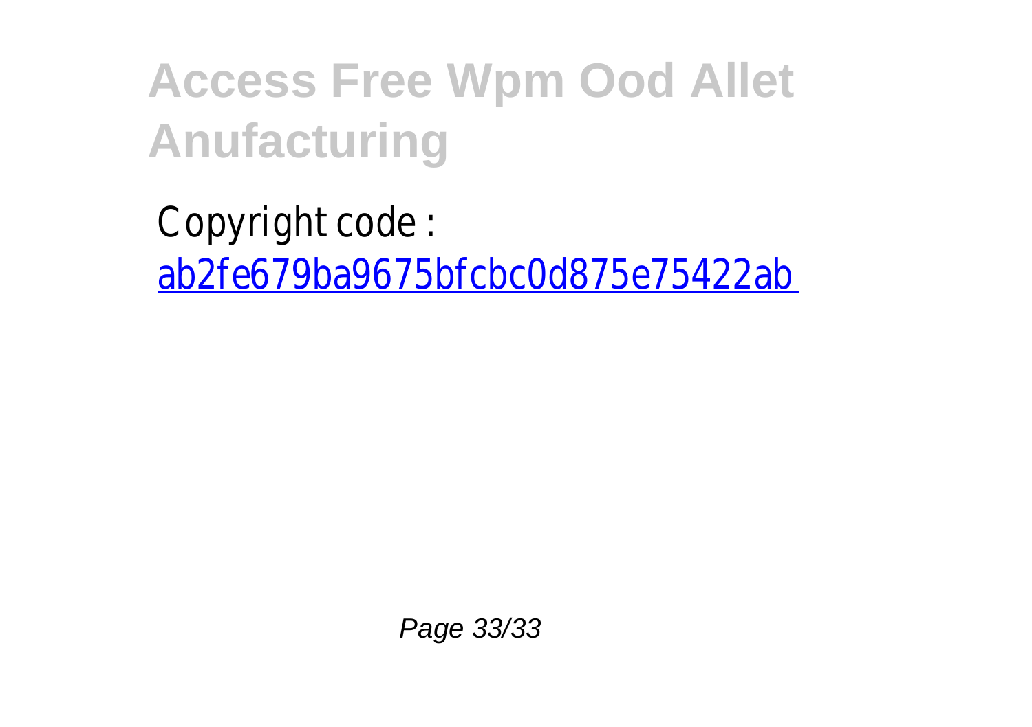Copyright code : [ab2fe679ba9675bfcbc0d875e75422ab](ab2fe679ba9675bfcbc0d875e75422ab)